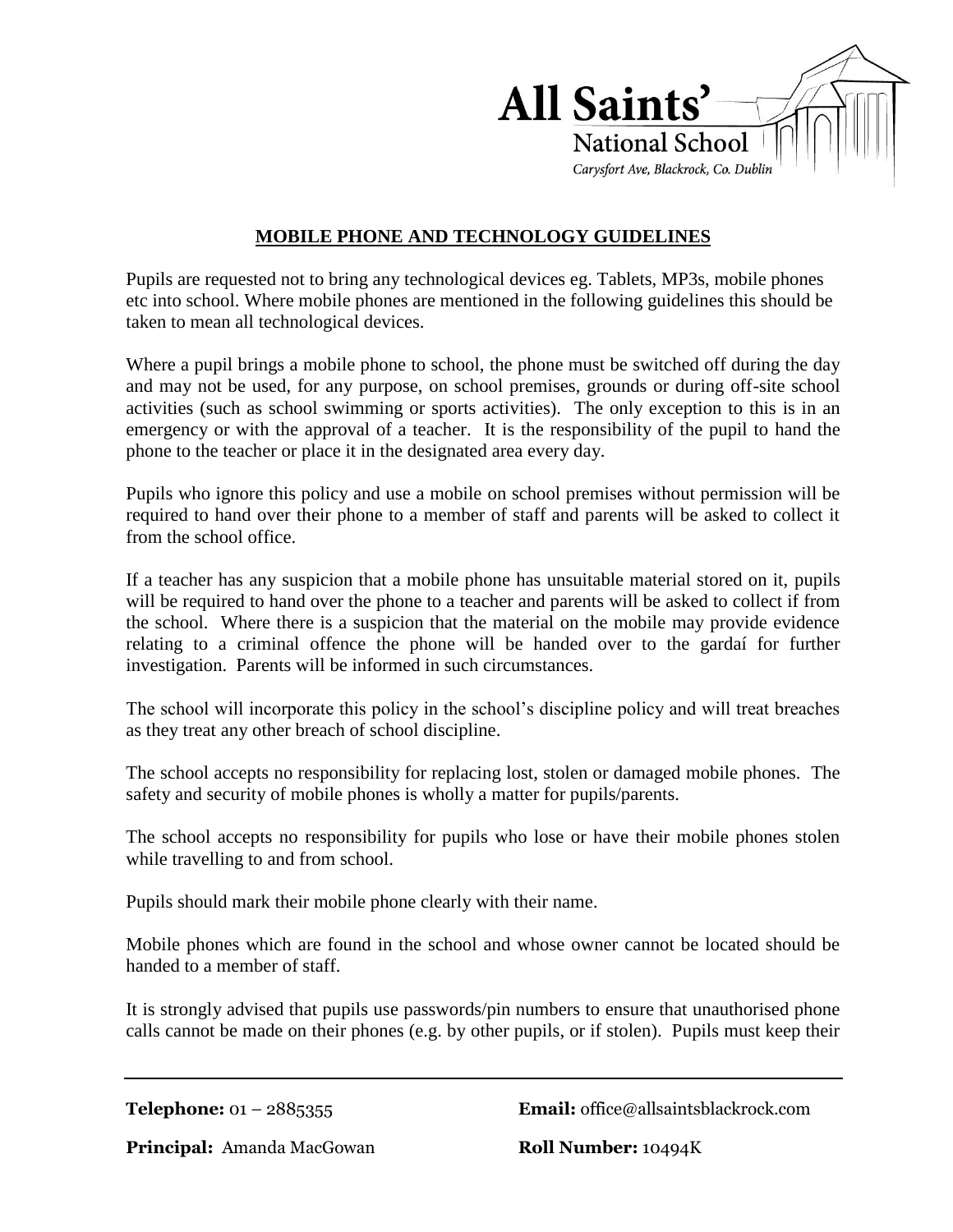**All Saints'**
National School
*Carysfort Ave, Blackrock, Co. Dublin*

# MOBILE PHONE AND TECHNOLOGY GUIDELINES

Pupils are requested not to bring any technological devices eg. Tablets, MP3s, mobile phones etc into school. Where mobile phones are mentioned in the following guidelines this should be taken to mean all technological devices.

Where a pupil brings a mobile phone to school, the phone must be switched off during the day and may not be used, for any purpose, on school premises, grounds or during off-site school activities (such as school swimming or sports activities). The only exception to this is in an emergency or with the approval of a teacher. It is the responsibility of the pupil to hand the phone to the teacher or place it in the designated area every day.

Pupils who ignore this policy and use a mobile on school premises without permission will be required to hand over their phone to a member of staff and parents will be asked to collect it from the school office.

If a teacher has any suspicion that a mobile phone has unsuitable material stored on it, pupils will be required to hand over the phone to a teacher and parents will be asked to collect if from the school. Where there is a suspicion that the material on the mobile may provide evidence relating to a criminal offence the phone will be handed over to the gardaí for further investigation. Parents will be informed in such circumstances.

The school will incorporate this policy in the school's discipline policy and will treat breaches as they treat any other breach of school discipline.

The school accepts no responsibility for replacing lost, stolen or damaged mobile phones. The safety and security of mobile phones is wholly a matter for pupils/parents.

The school accepts no responsibility for pupils who lose or have their mobile phones stolen while travelling to and from school.

Pupils should mark their mobile phone clearly with their name.

Mobile phones which are found in the school and whose owner cannot be located should be handed to a member of staff.

It is strongly advised that pupils use passwords/pin numbers to ensure that unauthorised phone calls cannot be made on their phones (e.g. by other pupils, or if stolen). Pupils must keep their

**Telephone:** 01 – 2885355 **Email:** office@allsaintsblackrock.com

**Principal:** Amanda MacGowan **Roll Number:** 10494K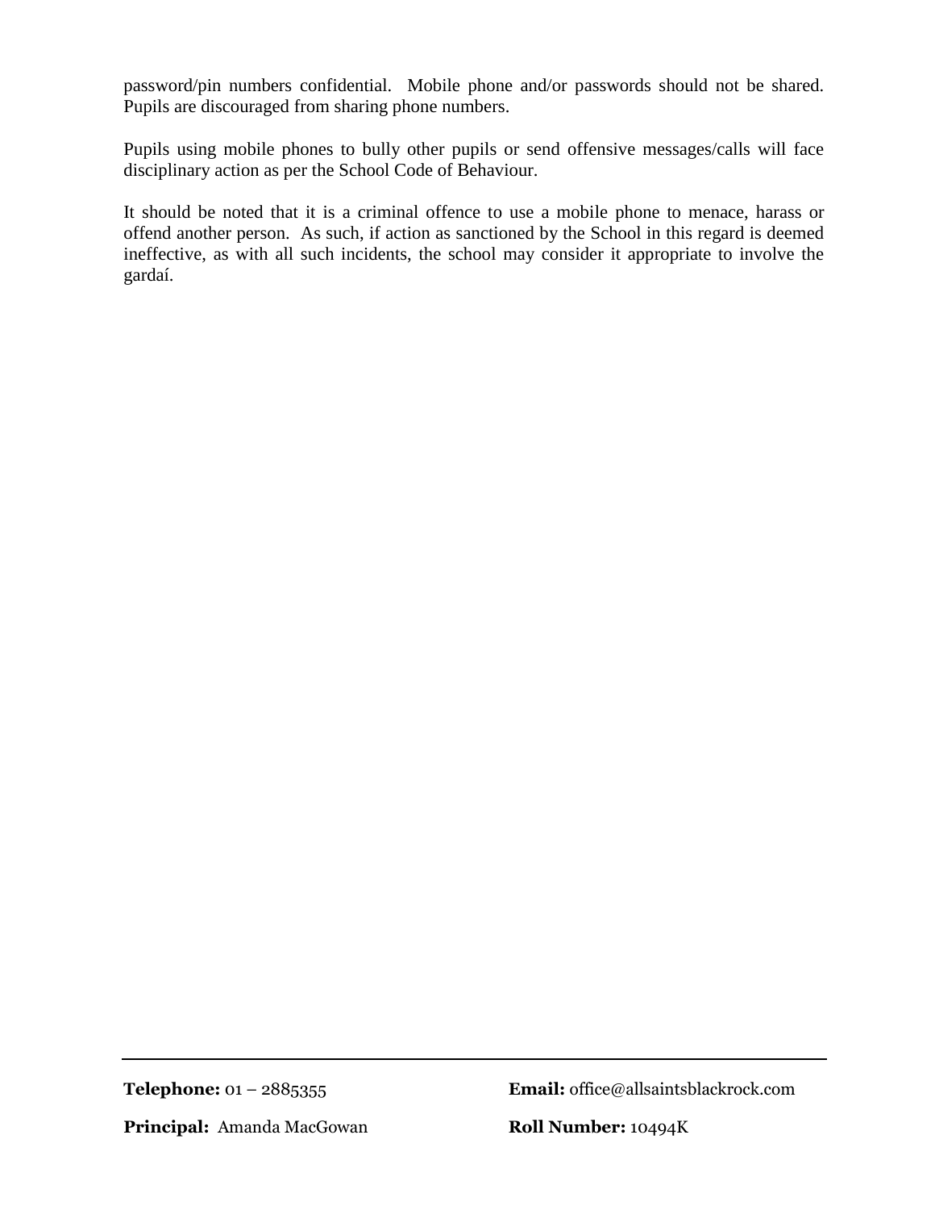password/pin numbers confidential. Mobile phone and/or passwords should not be shared. Pupils are discouraged from sharing phone numbers.

Pupils using mobile phones to bully other pupils or send offensive messages/calls will face disciplinary action as per the School Code of Behaviour.

It should be noted that it is a criminal offence to use a mobile phone to menace, harass or offend another person. As such, if action as sanctioned by the School in this regard is deemed ineffective, as with all such incidents, the school may consider it appropriate to involve the gardaí.